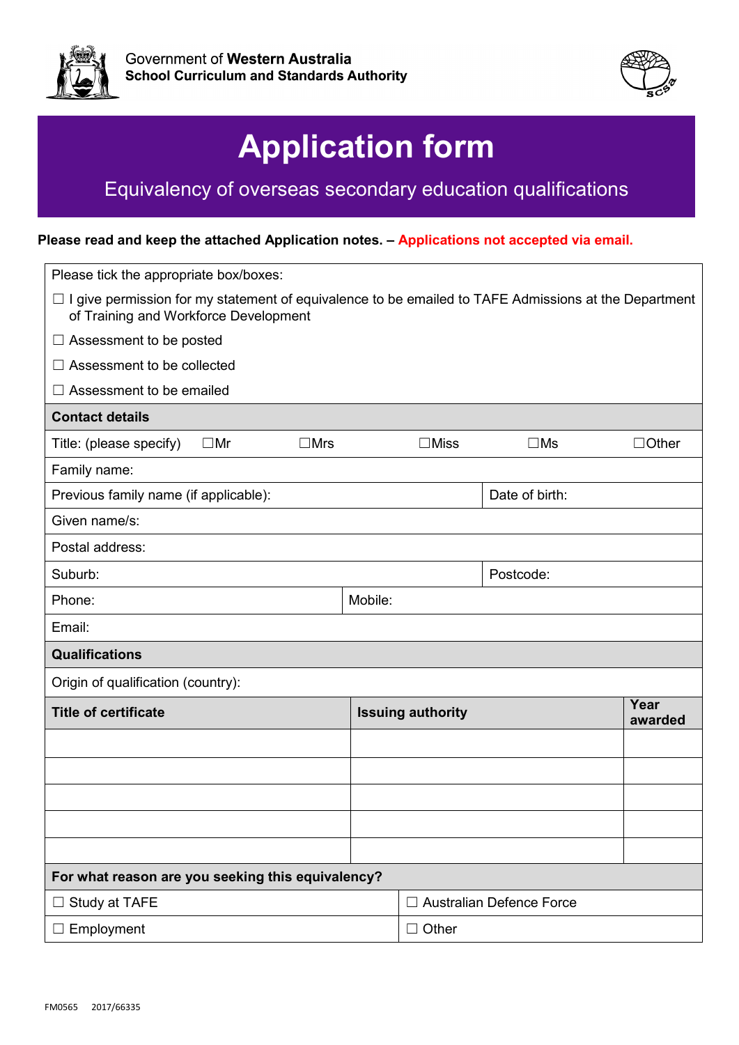Government of **Western Australia**
**School Curriculum and Standards Authority**

# Application form

## Equivalency of overseas secondary education qualifications

**Please read and keep the attached Application notes. – Applications not accepted via email.**

Please tick the appropriate box/boxes:

☐ I give permission for my statement of equivalence to be emailed to TAFE Admissions at the Department of Training and Workforce Development

☐ Assessment to be posted

☐ Assessment to be collected

☐ Assessment to be emailed

**Contact details**

| Title: (please specify) | ☐Mr | ☐Mrs | ☐Miss | ☐Ms | ☐Other |
|---|---|---|---|---|---|

| | |
|---|---|
| Family name: | |
| Previous family name (if applicable): | Date of birth: |
| Given name/s: | |
| Postal address: | |
| Suburb: | Postcode: |
| Phone: | Mobile: |
| Email: | |

**Qualifications**

Origin of qualification (country):

| Title of certificate | Issuing authority | Year awarded |
|---|---|---|
| | | |
| | | |
| | | |
| | | |
| | | |

**For what reason are you seeking this equivalency?**

| | |
|---|---|
| ☐ Study at TAFE | ☐ Australian Defence Force |
| ☐ Employment | ☐ Other |

FM0565 2017/66335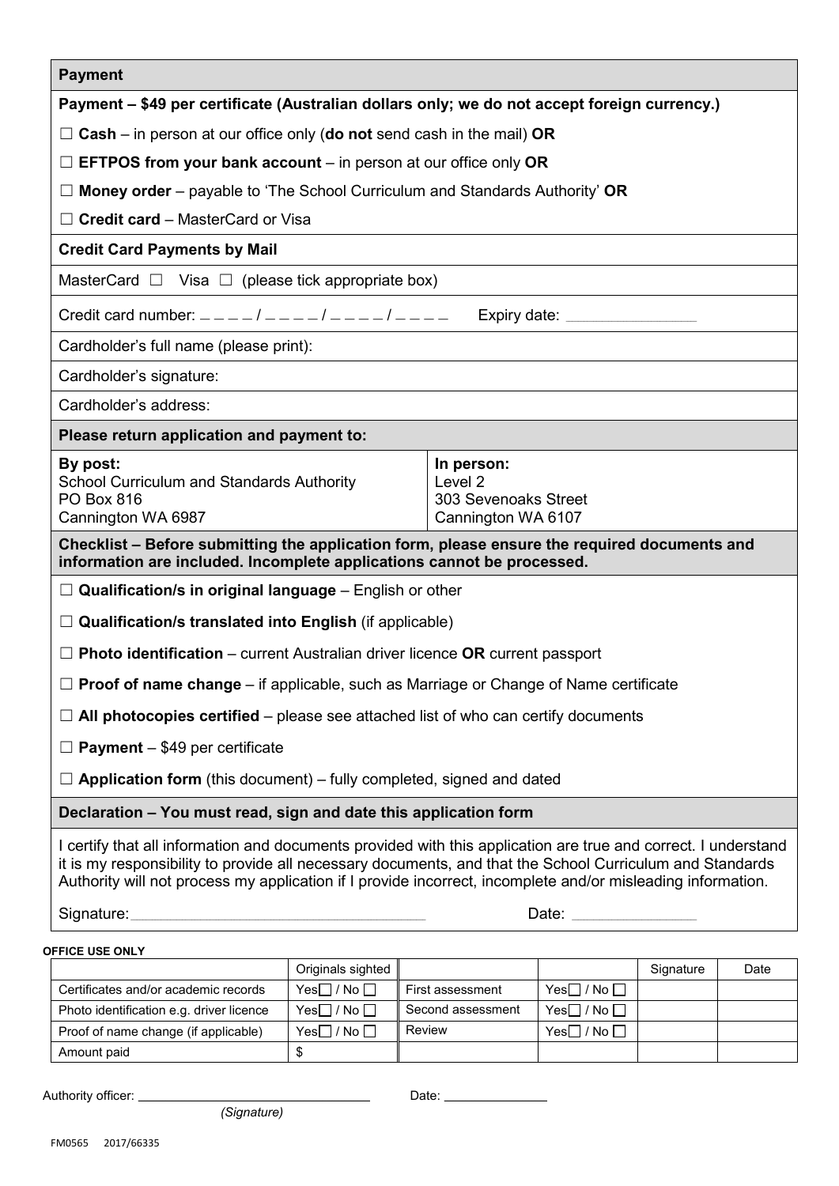## Payment

**Payment – $49 per certificate (Australian dollars only; we do not accept foreign currency.)**

☐ **Cash** – in person at our office only (**do not** send cash in the mail) **OR**

☐ **EFTPOS from your bank account** – in person at our office only **OR**

☐ **Money order** – payable to 'The School Curriculum and Standards Authority' **OR**

☐ **Credit card** – MasterCard or Visa

## Credit Card Payments by Mail

MasterCard ☐ Visa ☐ (please tick appropriate box)

Credit card number: _ _ _ _ / _ _ _ _ / _ _ _ _ / _ _ _ _ Expiry date: _______________

Cardholder's full name (please print):

Cardholder's signature:

Cardholder's address:

## Please return application and payment to:

| By post: | In person: |
|---|---|
| School Curriculum and Standards Authority<br>PO Box 816<br>Cannington WA 6987 | Level 2<br>303 Sevenoaks Street<br>Cannington WA 6107 |

## Checklist – Before submitting the application form, please ensure the required documents and information are included. Incomplete applications cannot be processed.

☐ **Qualification/s in original language** – English or other

☐ **Qualification/s translated into English** (if applicable)

☐ **Photo identification** – current Australian driver licence **OR** current passport

☐ **Proof of name change** – if applicable, such as Marriage or Change of Name certificate

☐ **All photocopies certified** – please see attached list of who can certify documents

☐ **Payment** – $49 per certificate

☐ **Application form** (this document) – fully completed, signed and dated

## Declaration – You must read, sign and date this application form

I certify that all information and documents provided with this application are true and correct. I understand it is my responsibility to provide all necessary documents, and that the School Curriculum and Standards Authority will not process my application if I provide incorrect, incomplete and/or misleading information.

Signature:_________________________________ Date: _______________

**OFFICE USE ONLY**

| | Originals sighted | | | Signature | Date |
|---|---|---|---|---|---|
| Certificates and/or academic records | Yes☐ / No ☐ | First assessment | Yes☐ / No ☐ | | |
| Photo identification e.g. driver licence | Yes☐ / No ☐ | Second assessment | Yes☐ / No ☐ | | |
| Proof of name change (if applicable) | Yes☐ / No ☐ | Review | Yes☐ / No ☐ | | |
| Amount paid | $ | | | | |

Authority officer: _________________________________ Date: _______________
*(Signature)*

FM0565 2017/66335